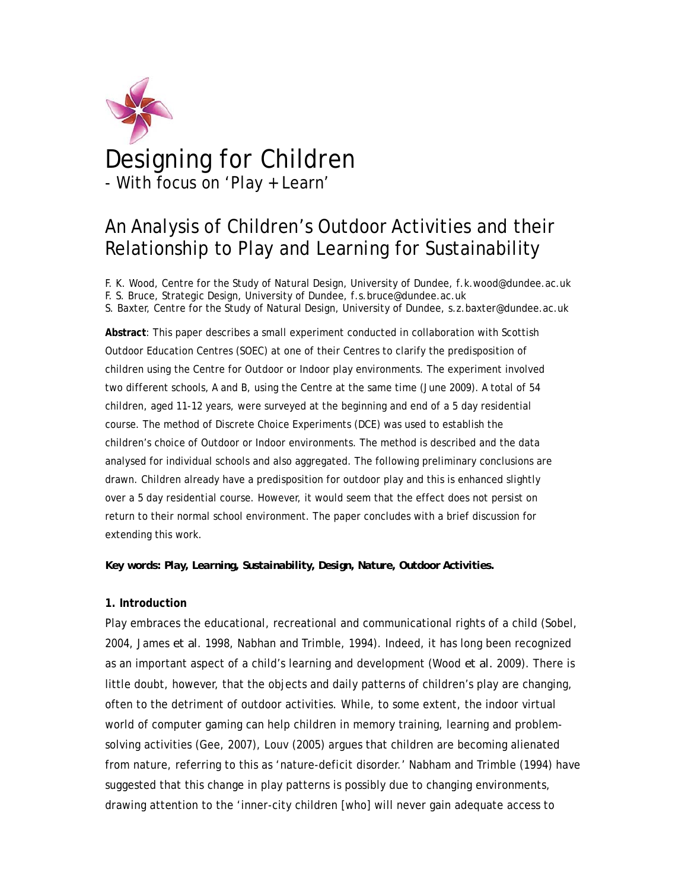# Designing for Children

- With focus on 'Play + Learn'

## An Analysis of Children's Outdoor Activities and their Relationship to Play and Learning for Sustainability

F. K. Wood, Centre for the Study of Natural Design, University of Dundee, f.k.wood@dundee.ac.uk
F. S. Bruce, Strategic Design, University of Dundee, f.s.bruce@dundee.ac.uk
S. Baxter, Centre for the Study of Natural Design, University of Dundee, s.z.baxter@dundee.ac.uk

**Abstract**: This paper describes a small experiment conducted in collaboration with Scottish Outdoor Education Centres (SOEC) at one of their Centres to clarify the predisposition of children using the Centre for Outdoor or Indoor play environments. The experiment involved two different schools, A and B, using the Centre at the same time (June 2009). A total of 54 children, aged 11-12 years, were surveyed at the beginning and end of a 5 day residential course. The method of Discrete Choice Experiments (DCE) was used to establish the children's choice of Outdoor or Indoor environments. The method is described and the data analysed for individual schools and also aggregated. The following preliminary conclusions are drawn. Children already have a predisposition for outdoor play and this is enhanced slightly over a 5 day residential course. However, it would seem that the effect does not persist on return to their normal school environment. The paper concludes with a brief discussion for extending this work.

**Key words: Play, Learning, Sustainability, Design, Nature, Outdoor Activities.**

### 1. Introduction

Play embraces the educational, recreational and communicational rights of a child (Sobel, 2004, James *et al.* 1998, Nabhan and Trimble, 1994). Indeed, it has long been recognized as an important aspect of a child's learning and development (Wood *et al.* 2009). There is little doubt, however, that the objects and daily patterns of children's play are changing, often to the detriment of outdoor activities. While, to some extent, the indoor virtual world of computer gaming can help children in memory training, learning and problem-solving activities (Gee, 2007), Louv (2005) argues that children are becoming alienated from nature, referring to this as 'nature-deficit disorder.' Nabham and Trimble (1994) have suggested that this change in play patterns is possibly due to changing environments, drawing attention to the 'inner-city children [who] will never gain adequate access to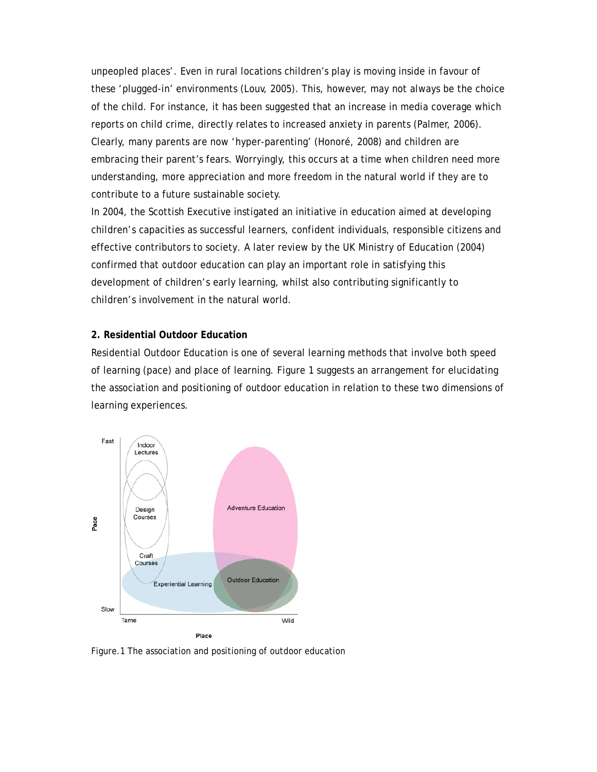unpeopled places'. Even in rural locations children's play is moving inside in favour of these 'plugged-in' environments (Louv, 2005). This, however, may not always be the choice of the child. For instance, it has been suggested that an increase in media coverage which reports on child crime, directly relates to increased anxiety in parents (Palmer, 2006). Clearly, many parents are now 'hyper-parenting' (Honoré, 2008) and children are embracing their parent's fears. Worryingly, this occurs at a time when children need more understanding, more appreciation and more freedom in the natural world if they are to contribute to a future sustainable society.

In 2004, the Scottish Executive instigated an initiative in education aimed at developing children's capacities as successful learners, confident individuals, responsible citizens and effective contributors to society. A later review by the UK Ministry of Education (2004) confirmed that outdoor education can play an important role in satisfying this development of children's early learning, whilst also contributing significantly to children's involvement in the natural world.

## 2. Residential Outdoor Education

Residential Outdoor Education is one of several learning methods that involve both speed of learning (pace) and place of learning. Figure 1 suggests an arrangement for elucidating the association and positioning of outdoor education in relation to these two dimensions of learning experiences.

Figure.1 The association and positioning of outdoor education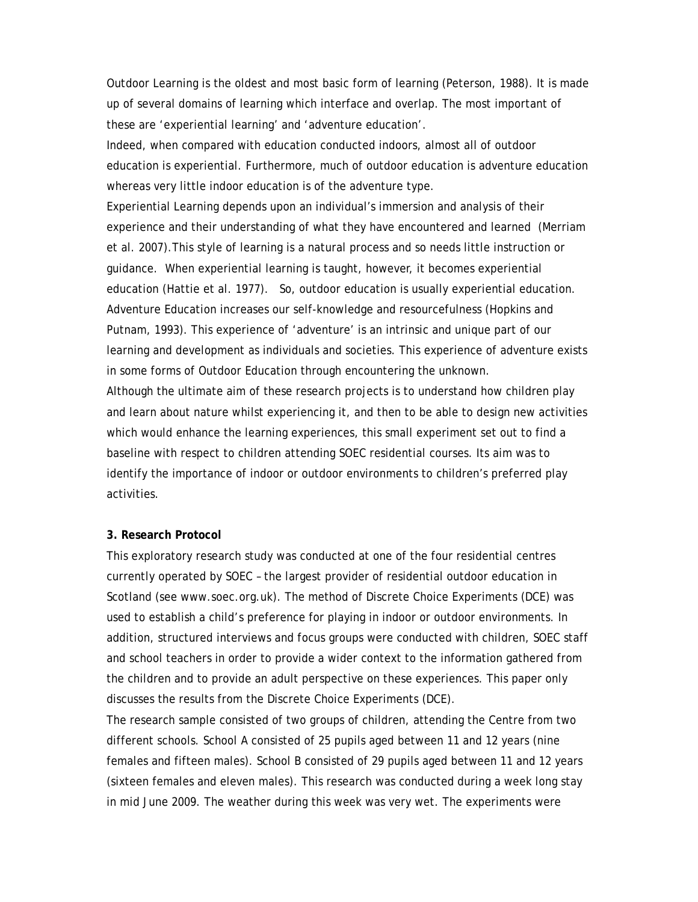Outdoor Learning is the oldest and most basic form of learning (Peterson, 1988). It is made up of several domains of learning which interface and overlap. The most important of these are 'experiential learning' and 'adventure education'.

Indeed, when compared with education conducted indoors, almost all of outdoor education is experiential. Furthermore, much of outdoor education is adventure education whereas very little indoor education is of the adventure type.

Experiential Learning depends upon an individual's immersion and analysis of their experience and their understanding of what they have encountered and learned (Merriam et al. 2007). This style of learning is a natural process and so needs little instruction or guidance. When experiential learning is taught, however, it becomes experiential education (Hattie et al. 1977). So, outdoor education is usually experiential education.

Adventure Education increases our self-knowledge and resourcefulness (Hopkins and Putnam, 1993). This experience of 'adventure' is an intrinsic and unique part of our learning and development as individuals and societies. This experience of adventure exists in some forms of Outdoor Education through encountering the unknown.

Although the ultimate aim of these research projects is to understand how children play and learn about nature whilst experiencing it, and then to be able to design new activities which would enhance the learning experiences, this small experiment set out to find a baseline with respect to children attending SOEC residential courses. Its aim was to identify the importance of indoor or outdoor environments to children's preferred play activities.

**3. Research Protocol**

This exploratory research study was conducted at one of the four residential centres currently operated by SOEC – the largest provider of residential outdoor education in Scotland (see www.soec.org.uk). The method of Discrete Choice Experiments (DCE) was used to establish a child's preference for playing in indoor or outdoor environments. In addition, structured interviews and focus groups were conducted with children, SOEC staff and school teachers in order to provide a wider context to the information gathered from the children and to provide an adult perspective on these experiences. This paper only discusses the results from the Discrete Choice Experiments (DCE).

The research sample consisted of two groups of children, attending the Centre from two different schools. School A consisted of 25 pupils aged between 11 and 12 years (nine females and fifteen males). School B consisted of 29 pupils aged between 11 and 12 years (sixteen females and eleven males). This research was conducted during a week long stay in mid June 2009. The weather during this week was very wet. The experiments were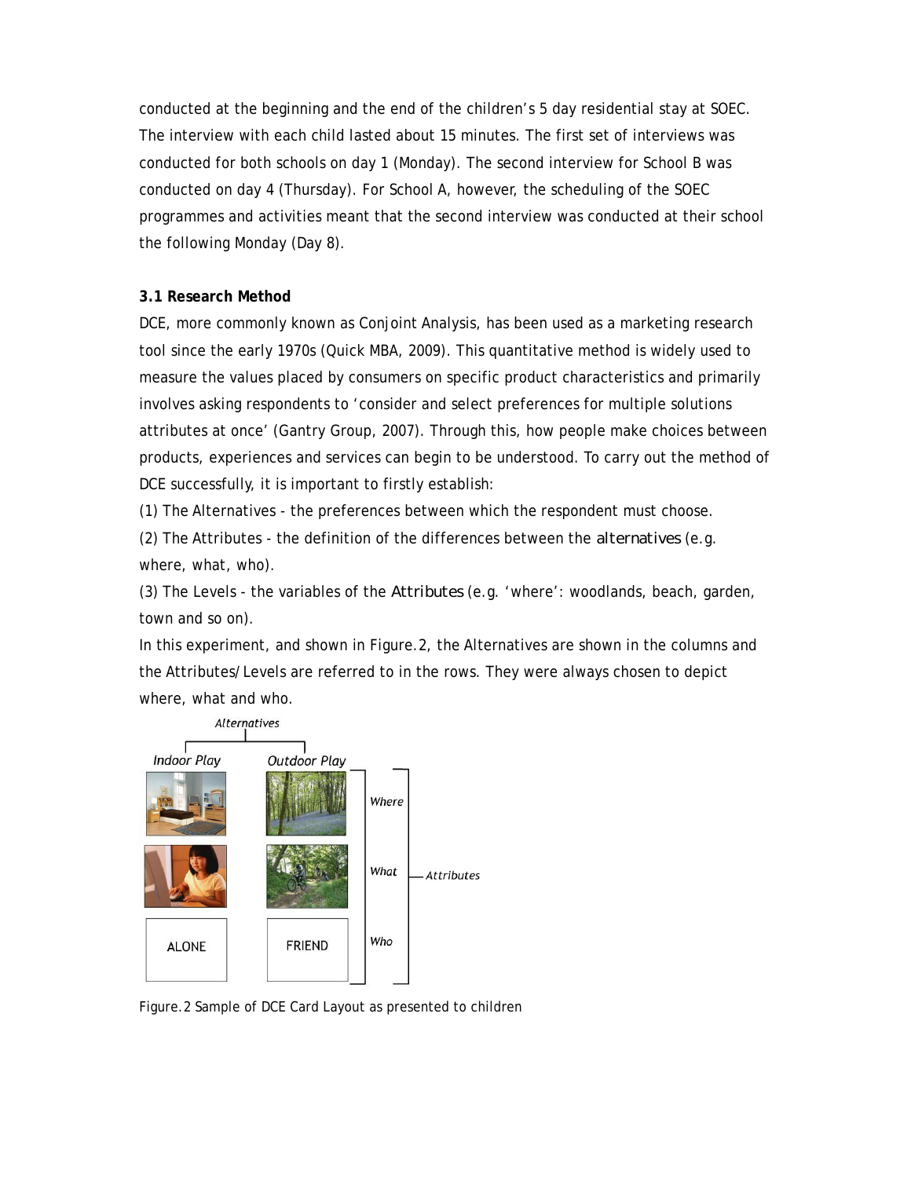conducted at the beginning and the end of the children's 5 day residential stay at SOEC. The interview with each child lasted about 15 minutes. The first set of interviews was conducted for both schools on day 1 (Monday). The second interview for School B was conducted on day 4 (Thursday). For School A, however, the scheduling of the SOEC programmes and activities meant that the second interview was conducted at their school the following Monday (Day 8).

**3.1 Research Method**

DCE, more commonly known as Conjoint Analysis, has been used as a marketing research tool since the early 1970s (Quick MBA, 2009). This quantitative method is widely used to measure the values placed by consumers on specific product characteristics and primarily involves asking respondents to 'consider and select preferences for multiple solutions attributes at once' (Gantry Group, 2007). Through this, how people make choices between products, experiences and services can begin to be understood. To carry out the method of DCE successfully, it is important to firstly establish:

(1) The Alternatives - the preferences between which the respondent must choose.

(2) The Attributes - the definition of the differences between the alternatives (e.g. where, what, who).

(3) The Levels - the variables of the Attributes (e.g. 'where': woodlands, beach, garden, town and so on).

In this experiment, and shown in Figure.2, the Alternatives are shown in the columns and the Attributes/Levels are referred to in the rows. They were always chosen to depict where, what and who.

Alternatives

| Indoor Play | Outdoor Play | |
|---|---|---|
| | | Where |
| | | What |
| ALONE | FRIEND | Who |

Attributes

Figure.2 Sample of DCE Card Layout as presented to children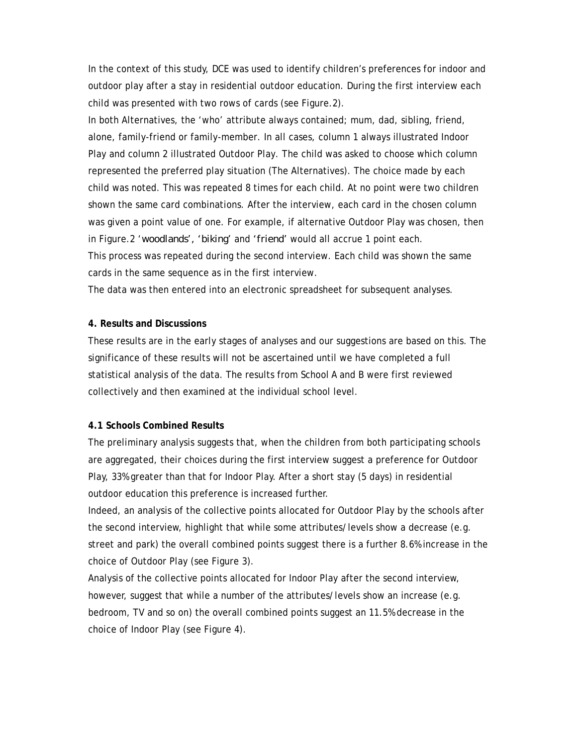In the context of this study, DCE was used to identify children's preferences for indoor and outdoor play after a stay in residential outdoor education. During the first interview each child was presented with two rows of cards (see Figure.2).

In both Alternatives, the 'who' attribute always contained; mum, dad, sibling, friend, alone, family-friend or family-member. In all cases, column 1 always illustrated Indoor Play and column 2 illustrated Outdoor Play. The child was asked to choose which column represented the preferred play situation (The Alternatives). The choice made by each child was noted. This was repeated 8 times for each child. At no point were two children shown the same card combinations. After the interview, each card in the chosen column was given a point value of one. For example, if alternative Outdoor Play was chosen, then in Figure.2 'woodlands', 'biking' and 'friend' would all accrue 1 point each.

This process was repeated during the second interview. Each child was shown the same cards in the same sequence as in the first interview.

The data was then entered into an electronic spreadsheet for subsequent analyses.

**4. Results and Discussions**

These results are in the early stages of analyses and our suggestions are based on this. The significance of these results will not be ascertained until we have completed a full statistical analysis of the data. The results from School A and B were first reviewed collectively and then examined at the individual school level.

**4.1 Schools Combined Results**

The preliminary analysis suggests that, when the children from both participating schools are aggregated, their choices during the first interview suggest a preference for Outdoor Play, 33% greater than that for Indoor Play. After a short stay (5 days) in residential outdoor education this preference is increased further.

Indeed, an analysis of the collective points allocated for Outdoor Play by the schools after the second interview, highlight that while some attributes/levels show a decrease (e.g. street and park) the overall combined points suggest there is a further 8.6% increase in the choice of Outdoor Play (see Figure 3).

Analysis of the collective points allocated for Indoor Play after the second interview, however, suggest that while a number of the attributes/levels show an increase (e.g. bedroom, TV and so on) the overall combined points suggest an 11.5% decrease in the choice of Indoor Play (see Figure 4).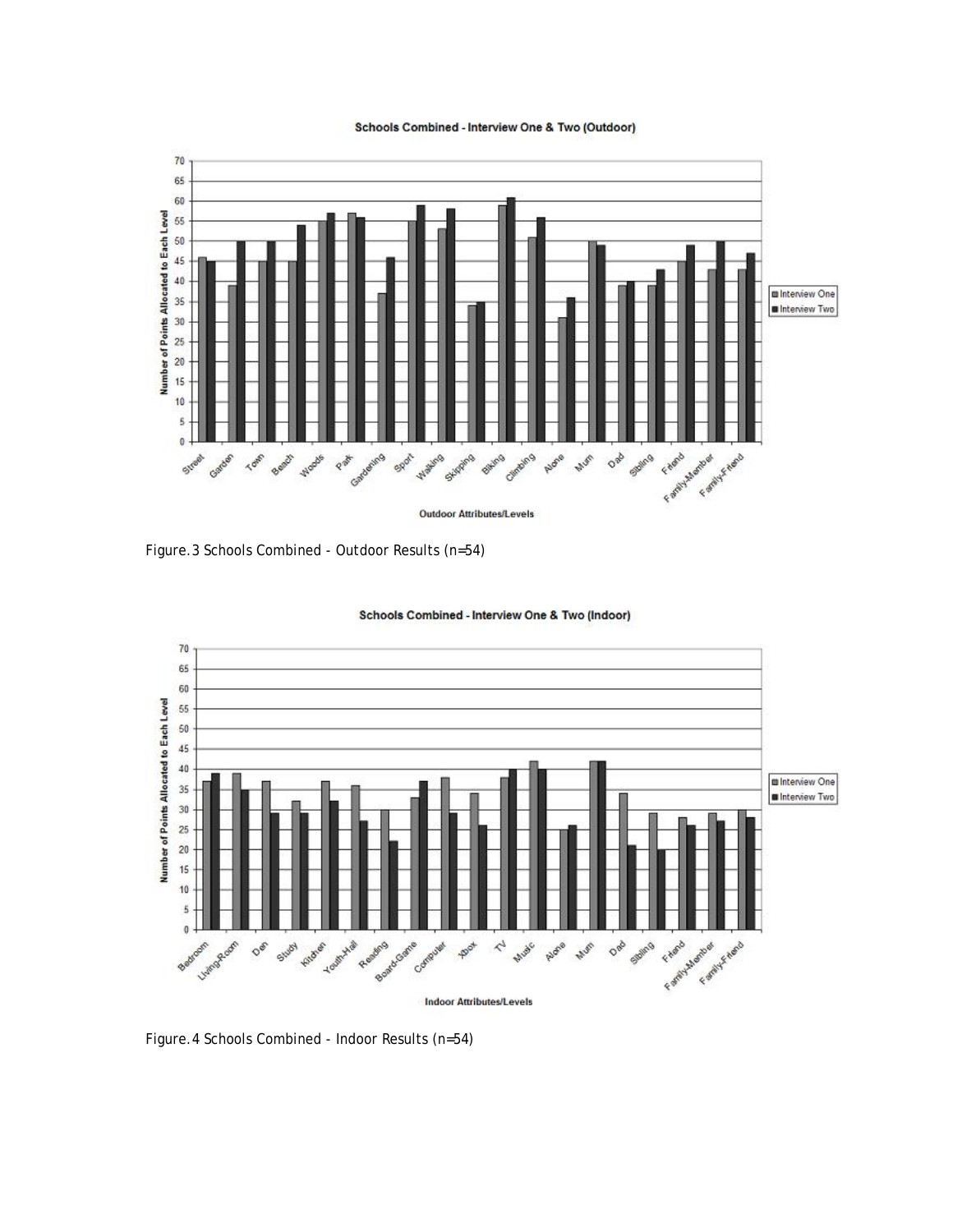Figure. 3 Schools Combined - Outdoor Results (n=54)

Figure. 4 Schools Combined - Indoor Results (n=54)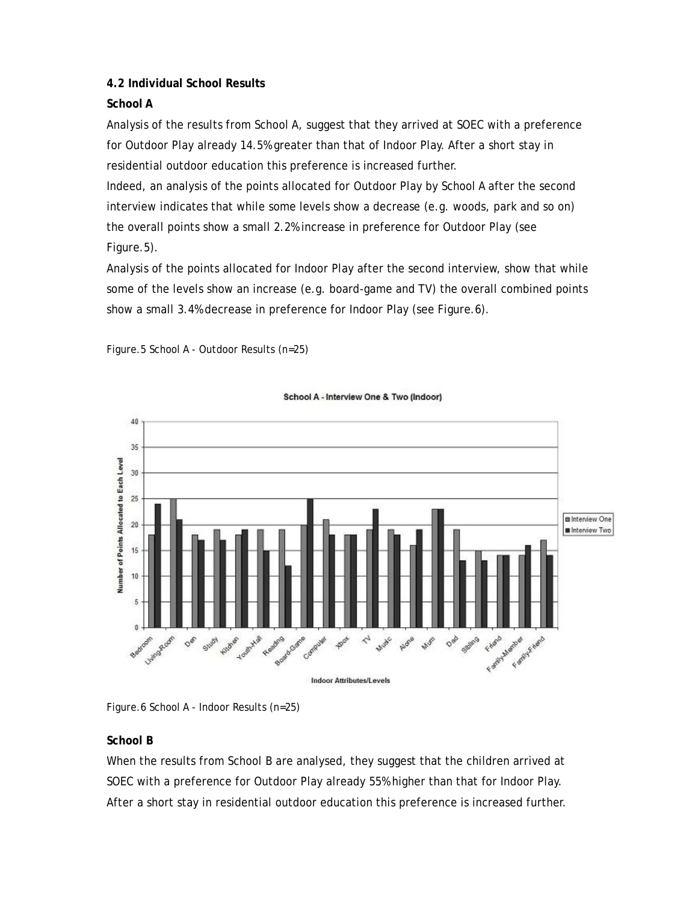**4.2 Individual School Results**

**School A**

Analysis of the results from School A, suggest that they arrived at SOEC with a preference for Outdoor Play already 14.5% greater than that of Indoor Play. After a short stay in residential outdoor education this preference is increased further.

Indeed, an analysis of the points allocated for Outdoor Play by School A after the second interview indicates that while some levels show a decrease (e.g. woods, park and so on) the overall points show a small 2.2% increase in preference for Outdoor Play (see Figure.5).

Analysis of the points allocated for Indoor Play after the second interview, show that while some of the levels show an increase (e.g. board-game and TV) the overall combined points show a small 3.4% decrease in preference for Indoor Play (see Figure.6).

Figure.5 School A - Outdoor Results (n=25)

Figure.6 School A - Indoor Results (n=25)

**School B**

When the results from School B are analysed, they suggest that the children arrived at SOEC with a preference for Outdoor Play already 55% higher than that for Indoor Play. After a short stay in residential outdoor education this preference is increased further.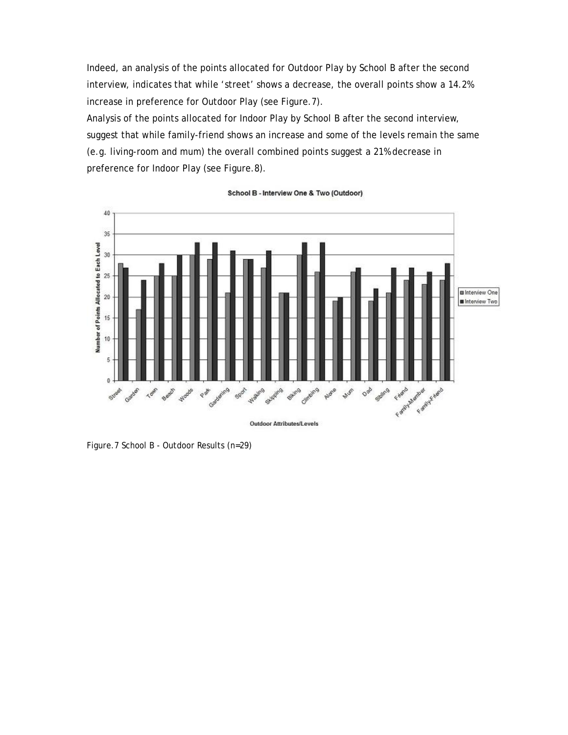Indeed, an analysis of the points allocated for Outdoor Play by School B after the second interview, indicates that while 'street' shows a decrease, the overall points show a 14.2% increase in preference for Outdoor Play (see Figure.7).

Analysis of the points allocated for Indoor Play by School B after the second interview, suggest that while family-friend shows an increase and some of the levels remain the same (e.g. living-room and mum) the overall combined points suggest a 21% decrease in preference for Indoor Play (see Figure.8).

Figure.7 School B - Outdoor Results (n=29)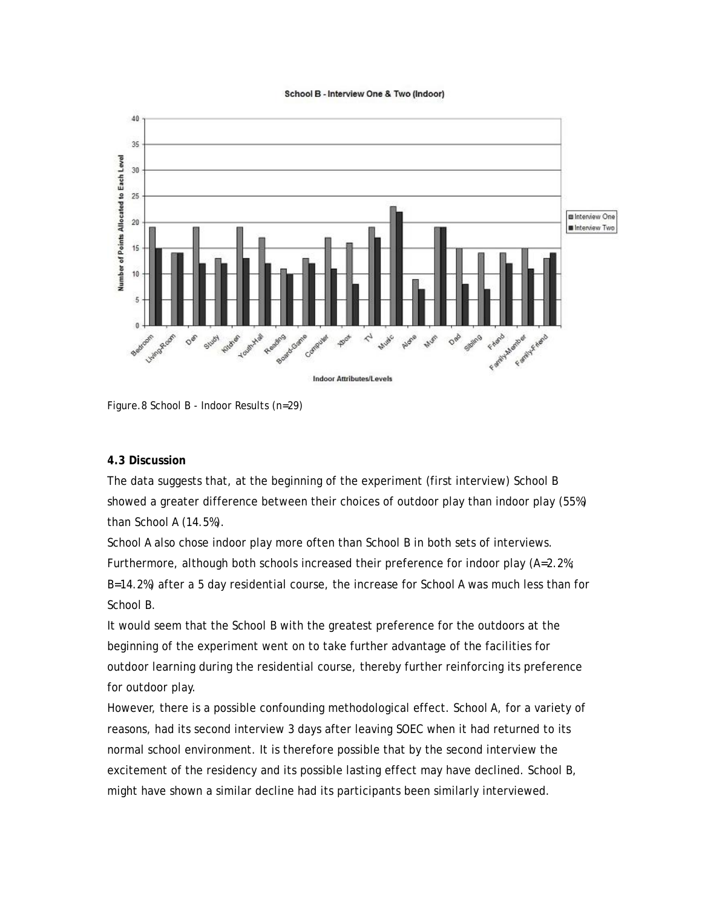Figure. 8 School B - Indoor Results (n=29)

### 4.3 Discussion

The data suggests that, at the beginning of the experiment (first interview) School B showed a greater difference between their choices of outdoor play than indoor play (55%) than School A (14.5%).

School A also chose indoor play more often than School B in both sets of interviews. Furthermore, although both schools increased their preference for indoor play (A=2.2%; B=14.2%) after a 5 day residential course, the increase for School A was much less than for School B.

It would seem that the School B with the greatest preference for the outdoors at the beginning of the experiment went on to take further advantage of the facilities for outdoor learning during the residential course, thereby further reinforcing its preference for outdoor play.

However, there is a possible confounding methodological effect. School A, for a variety of reasons, had its second interview 3 days after leaving SOEC when it had returned to its normal school environment. It is therefore possible that by the second interview the excitement of the residency and its possible lasting effect may have declined. School B, might have shown a similar decline had its participants been similarly interviewed.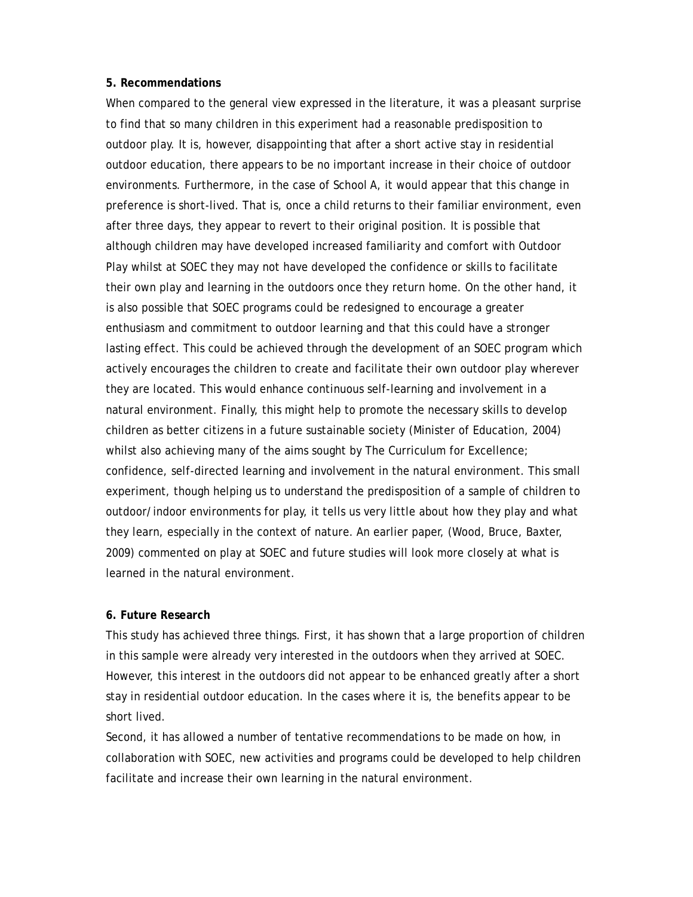**5. Recommendations**

When compared to the general view expressed in the literature, it was a pleasant surprise to find that so many children in this experiment had a reasonable predisposition to outdoor play. It is, however, disappointing that after a short active stay in residential outdoor education, there appears to be no important increase in their choice of outdoor environments. Furthermore, in the case of School A, it would appear that this change in preference is short-lived. That is, once a child returns to their familiar environment, even after three days, they appear to revert to their original position. It is possible that although children may have developed increased familiarity and comfort with Outdoor Play whilst at SOEC they may not have developed the confidence or skills to facilitate their own play and learning in the outdoors once they return home. On the other hand, it is also possible that SOEC programs could be redesigned to encourage a greater enthusiasm and commitment to outdoor learning and that this could have a stronger lasting effect. This could be achieved through the development of an SOEC program which actively encourages the children to create and facilitate their own outdoor play wherever they are located. This would enhance continuous self-learning and involvement in a natural environment. Finally, this might help to promote the necessary skills to develop children as better citizens in a future sustainable society (Minister of Education, 2004) whilst also achieving many of the aims sought by The Curriculum for Excellence; confidence, self-directed learning and involvement in the natural environment. This small experiment, though helping us to understand the predisposition of a sample of children to outdoor/indoor environments for play, it tells us very little about how they play and what they learn, especially in the context of nature. An earlier paper, (Wood, Bruce, Baxter, 2009) commented on play at SOEC and future studies will look more closely at what is learned in the natural environment.

**6. Future Research**

This study has achieved three things. First, it has shown that a large proportion of children in this sample were already very interested in the outdoors when they arrived at SOEC. However, this interest in the outdoors did not appear to be enhanced greatly after a short stay in residential outdoor education. In the cases where it is, the benefits appear to be short lived.

Second, it has allowed a number of tentative recommendations to be made on how, in collaboration with SOEC, new activities and programs could be developed to help children facilitate and increase their own learning in the natural environment.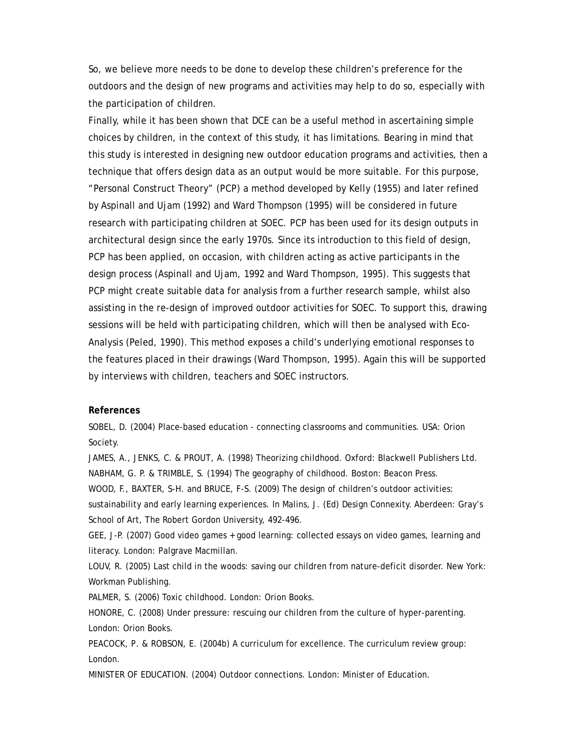So, we believe more needs to be done to develop these children's preference for the outdoors and the design of new programs and activities may help to do so, especially with the participation of children.

Finally, while it has been shown that DCE can be a useful method in ascertaining simple choices by children, in the context of this study, it has limitations. Bearing in mind that this study is interested in designing new outdoor education programs and activities, then a technique that offers design data as an output would be more suitable. For this purpose, "Personal Construct Theory" (PCP) a method developed by Kelly (1955) and later refined by Aspinall and Ujam (1992) and Ward Thompson (1995) will be considered in future research with participating children at SOEC. PCP has been used for its design outputs in architectural design since the early 1970s. Since its introduction to this field of design, PCP has been applied, on occasion, with children acting as active participants in the design process (Aspinall and Ujam, 1992 and Ward Thompson, 1995). This suggests that PCP might create suitable data for analysis from a further research sample, whilst also assisting in the re-design of improved outdoor activities for SOEC. To support this, drawing sessions will be held with participating children, which will then be analysed with Eco-Analysis (Peled, 1990). This method exposes a child's underlying emotional responses to the features placed in their drawings (Ward Thompson, 1995). Again this will be supported by interviews with children, teachers and SOEC instructors.

**References**

SOBEL, D. (2004) Place-based education - connecting classrooms and communities. USA: Orion Society.

JAMES, A., JENKS, C. & PROUT, A. (1998) Theorizing childhood. Oxford: Blackwell Publishers Ltd.

NABHAM, G. P. & TRIMBLE, S. (1994) The geography of childhood. Boston: Beacon Press.

WOOD, F., BAXTER, S-H. and BRUCE, F-S. (2009) The design of children's outdoor activities: sustainability and early learning experiences. In Malins, J. (Ed) Design Connexity. Aberdeen: Gray's School of Art, The Robert Gordon University, 492-496.

GEE, J-P. (2007) Good video games + good learning: collected essays on video games, learning and literacy. London: Palgrave Macmillan.

LOUV, R. (2005) Last child in the woods: saving our children from nature-deficit disorder. New York: Workman Publishing.

PALMER, S. (2006) Toxic childhood. London: Orion Books.

HONORE, C. (2008) Under pressure: rescuing our children from the culture of hyper-parenting. London: Orion Books.

PEACOCK, P. & ROBSON, E. (2004b) A curriculum for excellence. The curriculum review group: London.

MINISTER OF EDUCATION. (2004) Outdoor connections. London: Minister of Education.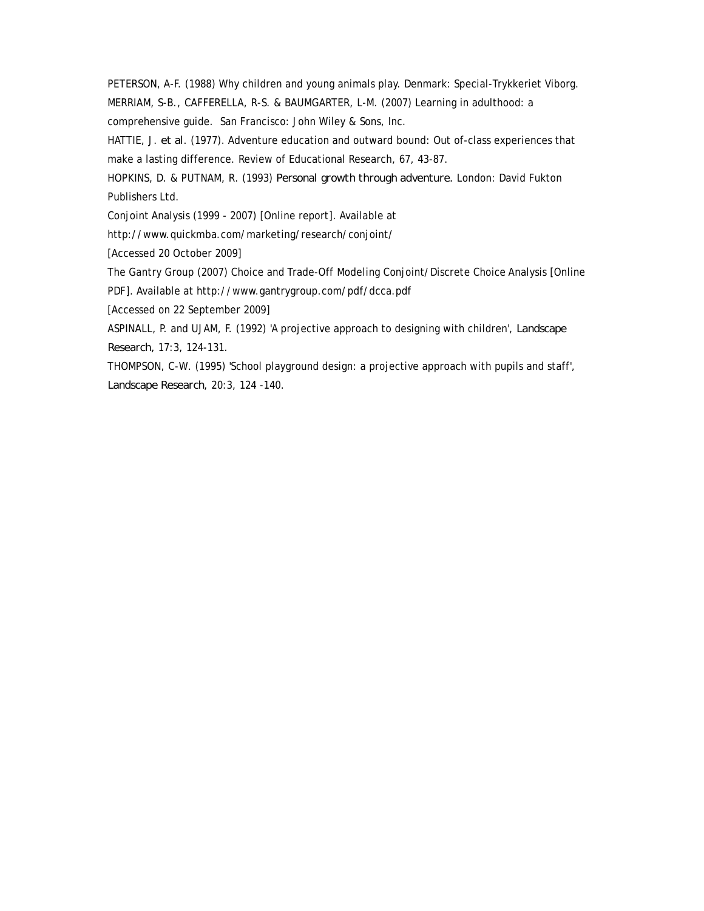PETERSON, A-F. (1988) Why children and young animals play. Denmark: Special-Trykkeriet Viborg.

MERRIAM, S-B., CAFFERELLA, R-S. & BAUMGARTER, L-M. (2007) Learning in adulthood: a comprehensive guide. San Francisco: John Wiley & Sons, Inc.

HATTIE, J. *et al*. (1977). Adventure education and outward bound: Out of-class experiences that make a lasting difference. Review of Educational Research, 67, 43-87.

HOPKINS, D. & PUTNAM, R. (1993) *Personal growth through adventure*. London: David Fukton Publishers Ltd.

Conjoint Analysis (1999 - 2007) [Online report]. Available at http://www.quickmba.com/marketing/research/conjoint/
[Accessed 20 October 2009]

The Gantry Group (2007) Choice and Trade-Off Modeling Conjoint/Discrete Choice Analysis [Online PDF]. Available at http://www.gantrygroup.com/pdf/dcca.pdf
[Accessed on 22 September 2009]

ASPINALL, P. and UJAM, F. (1992) 'A projective approach to designing with children', *Landscape Research*, 17:3, 124-131.

THOMPSON, C-W. (1995) 'School playground design: a projective approach with pupils and staff', *Landscape Research*, 20:3, 124 -140.